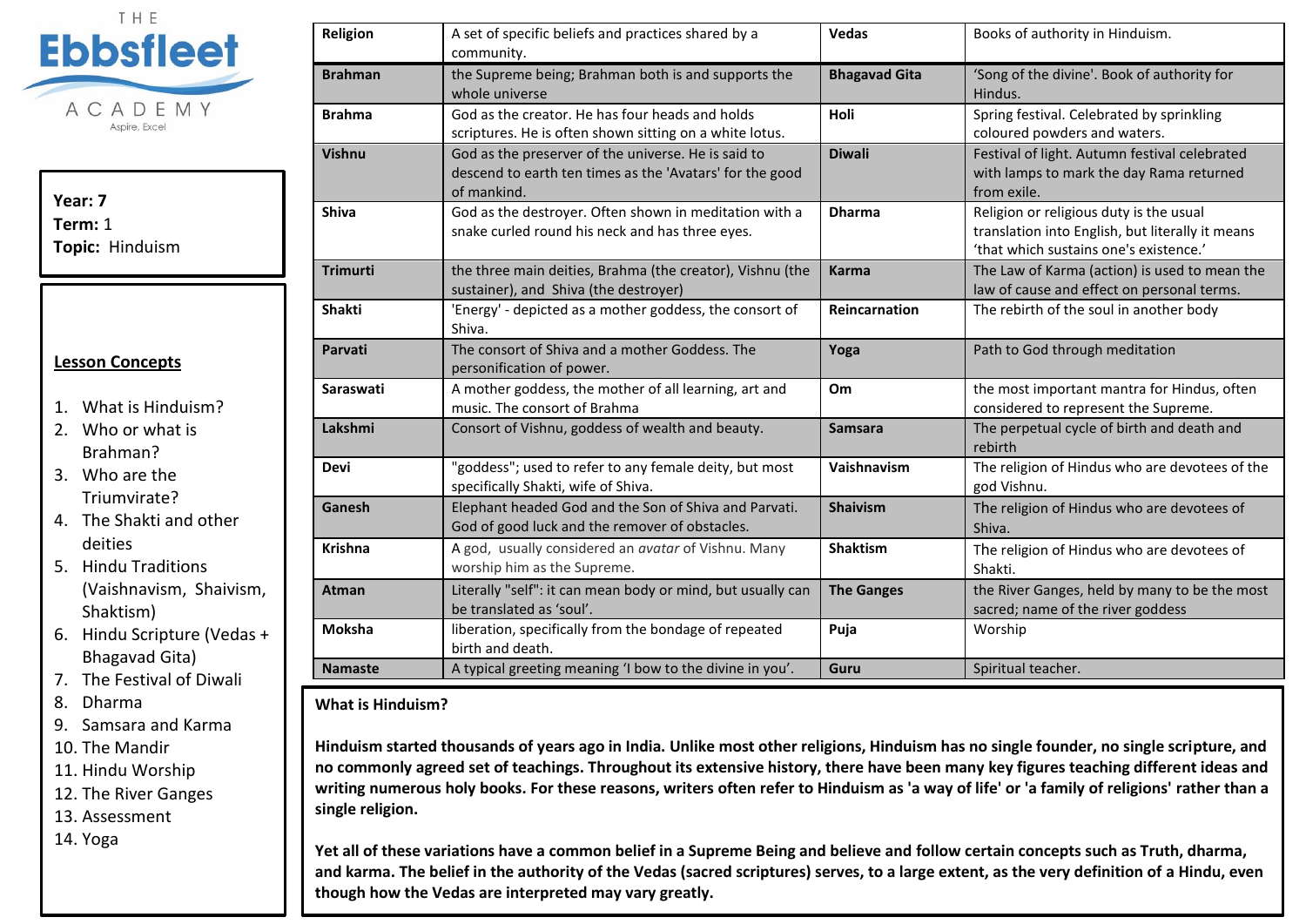THE Ebbsfleet ACADEMY
Aspire, Excel

**Year:** 7
**Term:** 1
**Topic:** Hinduism

**Lesson Concepts**

1. What is Hinduism?
2. Who or what is Brahman?
3. Who are the Triumvirate?
4. The Shakti and other deities
5. Hindu Traditions (Vaishnavism, Shaivism, Shaktism)
6. Hindu Scripture (Vedas + Bhagavad Gita)
7. The Festival of Diwali
8. Dharma
9. Samsara and Karma
10. The Mandir
11. Hindu Worship
12. The River Ganges
13. Assessment
14. Yoga

| Term | Definition | Term | Definition |
|---|---|---|---|
| **Religion** | A set of specific beliefs and practices shared by a community. | **Vedas** | Books of authority in Hinduism. |
| **Brahman** | the Supreme being; Brahman both is and supports the whole universe | **Bhagavad Gita** | 'Song of the divine'. Book of authority for Hindus. |
| **Brahma** | God as the creator. He has four heads and holds scriptures. He is often shown sitting on a white lotus. | **Holi** | Spring festival. Celebrated by sprinkling coloured powders and waters. |
| **Vishnu** | God as the preserver of the universe. He is said to descend to earth ten times as the 'Avatars' for the good of mankind. | **Diwali** | Festival of light. Autumn festival celebrated with lamps to mark the day Rama returned from exile. |
| **Shiva** | God as the destroyer. Often shown in meditation with a snake curled round his neck and has three eyes. | **Dharma** | Religion or religious duty is the usual translation into English, but literally it means 'that which sustains one's existence.' |
| **Trimurti** | the three main deities, Brahma (the creator), Vishnu (the sustainer), and Shiva (the destroyer) | **Karma** | The Law of Karma (action) is used to mean the law of cause and effect on personal terms. |
| **Shakti** | 'Energy' - depicted as a mother goddess, the consort of Shiva. | **Reincarnation** | The rebirth of the soul in another body |
| **Parvati** | The consort of Shiva and a mother Goddess. The personification of power. | **Yoga** | Path to God through meditation |
| **Saraswati** | A mother goddess, the mother of all learning, art and music. The consort of Brahma | **Om** | the most important mantra for Hindus, often considered to represent the Supreme. |
| **Lakshmi** | Consort of Vishnu, goddess of wealth and beauty. | **Samsara** | The perpetual cycle of birth and death and rebirth |
| **Devi** | "goddess"; used to refer to any female deity, but most specifically Shakti, wife of Shiva. | **Vaishnavism** | The religion of Hindus who are devotees of the god Vishnu. |
| **Ganesh** | Elephant headed God and the Son of Shiva and Parvati. God of good luck and the remover of obstacles. | **Shaivism** | The religion of Hindus who are devotees of Shiva. |
| **Krishna** | A god, usually considered an *avatar* of Vishnu. Many worship him as the Supreme. | **Shaktism** | The religion of Hindus who are devotees of Shakti. |
| **Atman** | Literally "self": it can mean body or mind, but usually can be translated as 'soul'. | **The Ganges** | the River Ganges, held by many to be the most sacred; name of the river goddess |
| **Moksha** | liberation, specifically from the bondage of repeated birth and death. | **Puja** | Worship |
| **Namaste** | A typical greeting meaning 'I bow to the divine in you'. | **Guru** | Spiritual teacher. |

**What is Hinduism?**

**Hinduism started thousands of years ago in India. Unlike most other religions, Hinduism has no single founder, no single scripture, and no commonly agreed set of teachings. Throughout its extensive history, there have been many key figures teaching different ideas and writing numerous holy books. For these reasons, writers often refer to Hinduism as 'a way of life' or 'a family of religions' rather than a single religion.**

**Yet all of these variations have a common belief in a Supreme Being and believe and follow certain concepts such as Truth, dharma, and karma. The belief in the authority of the Vedas (sacred scriptures) serves, to a large extent, as the very definition of a Hindu, even though how the Vedas are interpreted may vary greatly.**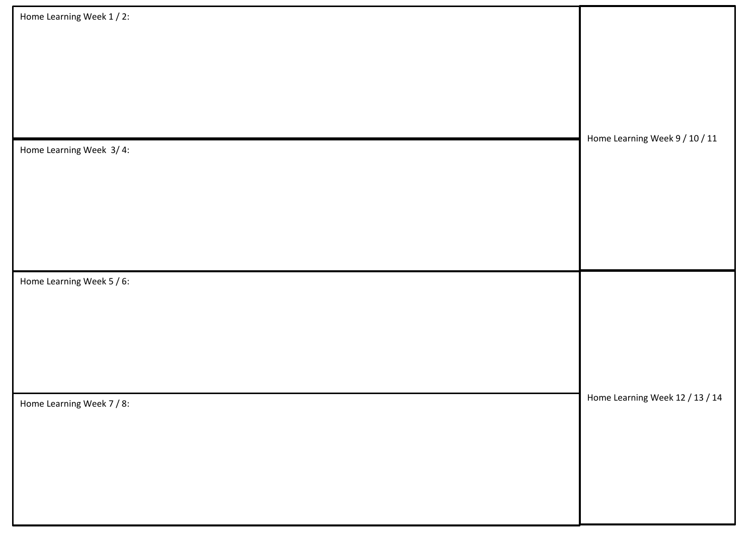Home Learning Week 1 / 2:

Home Learning Week 3/ 4:

Home Learning Week 5 / 6:

Home Learning Week 7 / 8:

Home Learning Week 9 / 10 / 11

Home Learning Week 12 / 13 / 14